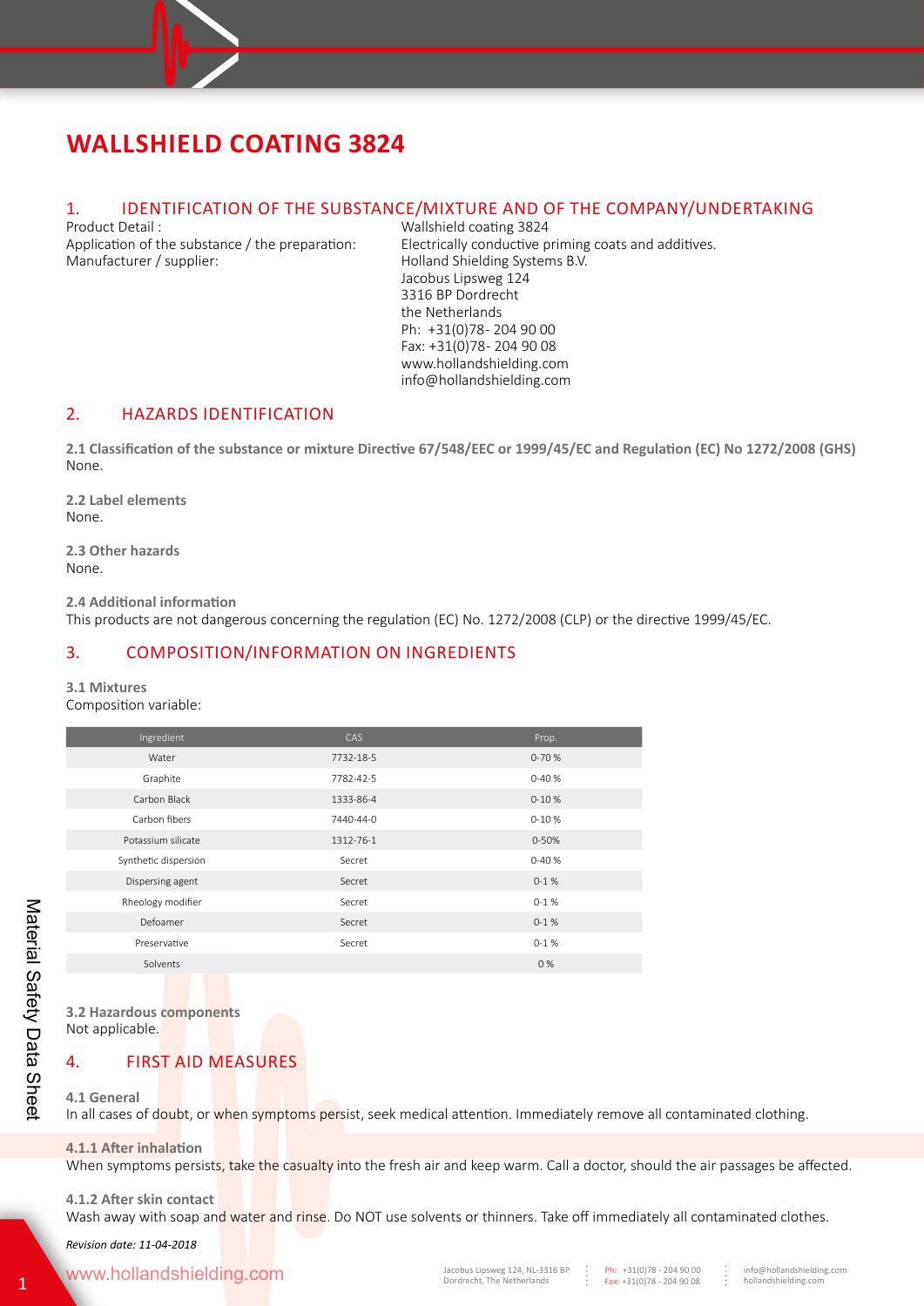# WALLSHIELD COATING 3824

## 1. IDENTIFICATION OF THE SUBSTANCE/MIXTURE AND OF THE COMPANY/UNDERTAKING

Product Detail : Wallshield coating 3824

Application of the substance / the preparation: Electrically conductive priming coats and additives.

Manufacturer / supplier: Holland Shielding Systems B.V.
Jacobus Lipsweg 124
3316 BP Dordrecht
the Netherlands
Ph: +31(0)78- 204 90 00
Fax: +31(0)78- 204 90 08
www.hollandshielding.com
info@hollandshielding.com

## 2. HAZARDS IDENTIFICATION

**2.1 Classification of the substance or mixture Directive 67/548/EEC or 1999/45/EC and Regulation (EC) No 1272/2008 (GHS)**
None.

**2.2 Label elements**
None.

**2.3 Other hazards**
None.

**2.4 Additional information**
This products are not dangerous concerning the regulation (EC) No. 1272/2008 (CLP) or the directive 1999/45/EC.

## 3. COMPOSITION/INFORMATION ON INGREDIENTS

**3.1 Mixtures**
Composition variable:

| Ingredient | CAS | Prop. |
|---|---|---|
| Water | 7732-18-5 | 0-70 % |
| Graphite | 7782-42-5 | 0-40 % |
| Carbon Black | 1333-86-4 | 0-10 % |
| Carbon fibers | 7440-44-0 | 0-10 % |
| Potassium silicate | 1312-76-1 | 0-50% |
| Synthetic dispersion | Secret | 0-40 % |
| Dispersing agent | Secret | 0-1 % |
| Rheology modifier | Secret | 0-1 % |
| Defoamer | Secret | 0-1 % |
| Preservative | Secret | 0-1 % |
| Solvents | | 0 % |

**3.2 Hazardous components**
Not applicable.

## 4. FIRST AID MEASURES

**4.1 General**
In all cases of doubt, or when symptoms persist, seek medical attention. Immediately remove all contaminated clothing.

**4.1.1 After inhalation**
When symptoms persists, take the casualty into the fresh air and keep warm. Call a doctor, should the air passages be affected.

**4.1.2 After skin contact**
Wash away with soap and water and rinse. Do NOT use solvents or thinners. Take off immediately all contaminated clothes.

*Revision date: 11-04-2018*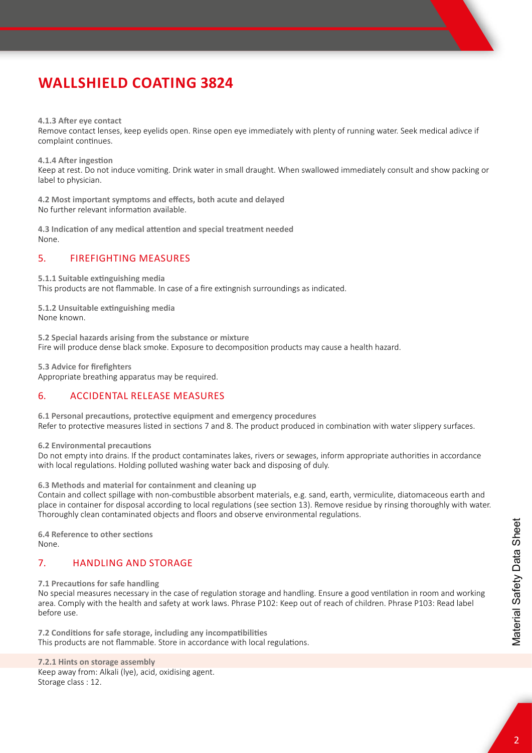# WALLSHIELD COATING 3824

**4.1.3 After eye contact**
Remove contact lenses, keep eyelids open. Rinse open eye immediately with plenty of running water. Seek medical adivce if complaint continues.

**4.1.4 After ingestion**
Keep at rest. Do not induce vomiting. Drink water in small draught. When swallowed immediately consult and show packing or label to physician.

**4.2 Most important symptoms and effects, both acute and delayed**
No further relevant information available.

**4.3 Indication of any medical attention and special treatment needed**
None.

## 5. FIREFIGHTING MEASURES

**5.1.1 Suitable extinguishing media**
This products are not flammable. In case of a fire extingnish surroundings as indicated.

**5.1.2 Unsuitable extinguishing media**
None known.

**5.2 Special hazards arising from the substance or mixture**
Fire will produce dense black smoke. Exposure to decomposition products may cause a health hazard.

**5.3 Advice for firefighters**
Appropriate breathing apparatus may be required.

## 6. ACCIDENTAL RELEASE MEASURES

**6.1 Personal precautions, protective equipment and emergency procedures**
Refer to protective measures listed in sections 7 and 8. The product produced in combination with water slippery surfaces.

**6.2 Environmental precautions**
Do not empty into drains. If the product contaminates lakes, rivers or sewages, inform appropriate authorities in accordance with local regulations. Holding polluted washing water back and disposing of duly.

**6.3 Methods and material for containment and cleaning up**
Contain and collect spillage with non-combustible absorbent materials, e.g. sand, earth, vermiculite, diatomaceous earth and place in container for disposal according to local regulations (see section 13). Remove residue by rinsing thoroughly with water. Thoroughly clean contaminated objects and floors and observe environmental regulations.

**6.4 Reference to other sections**
None.

## 7. HANDLING AND STORAGE

**7.1 Precautions for safe handling**
No special measures necessary in the case of regulation storage and handling. Ensure a good ventilation in room and working area. Comply with the health and safety at work laws. Phrase P102: Keep out of reach of children. Phrase P103: Read label before use.

**7.2 Conditions for safe storage, including any incompatibilities**
This products are not flammable. Store in accordance with local regulations.

**7.2.1 Hints on storage assembly**
Keep away from: Alkali (lye), acid, oxidising agent.
Storage class : 12.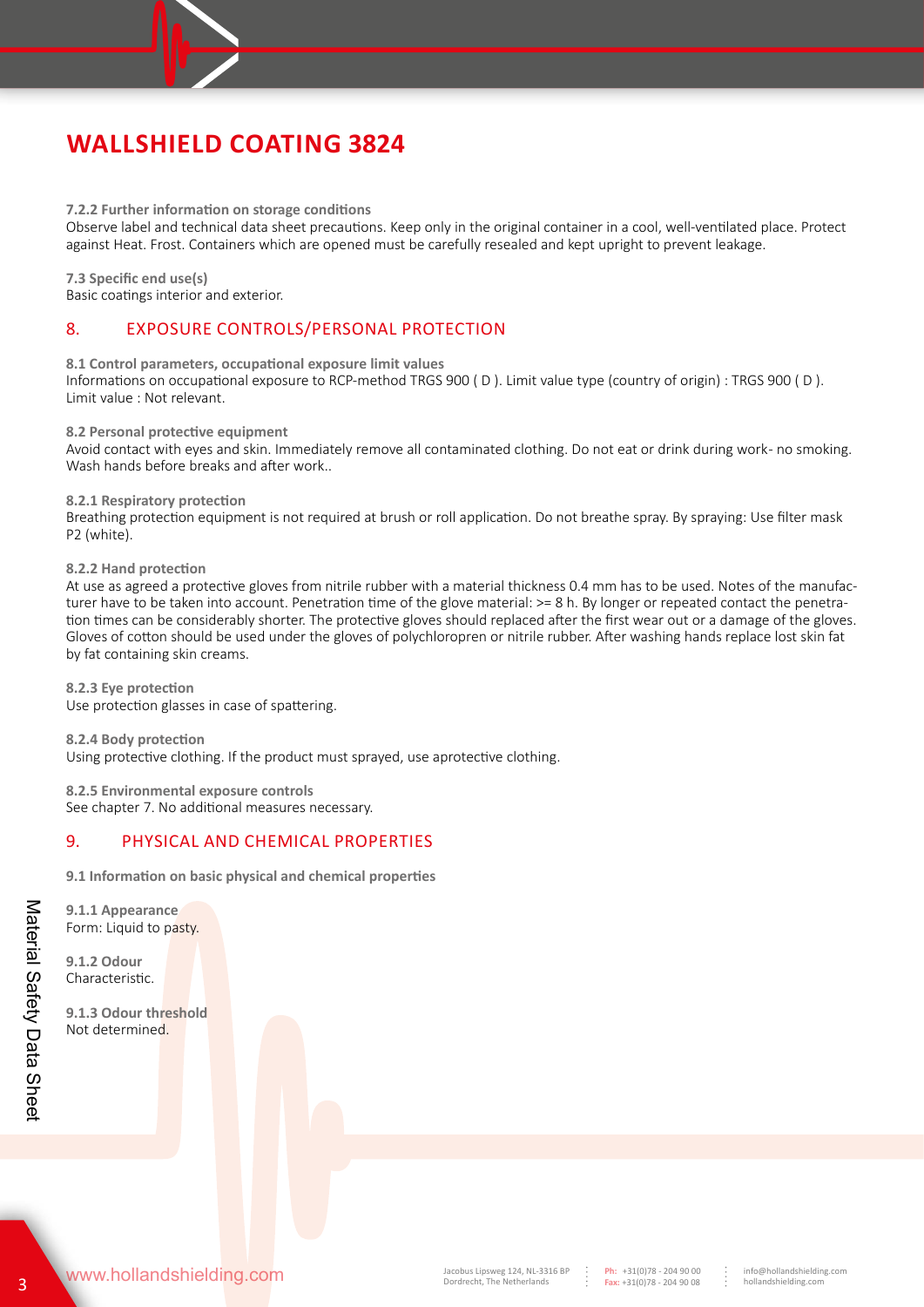# WALLSHIELD COATING 3824

**7.2.2 Further information on storage conditions**
Observe label and technical data sheet precautions. Keep only in the original container in a cool, well-ventilated place. Protect against Heat. Frost. Containers which are opened must be carefully resealed and kept upright to prevent leakage.

**7.3 Specific end use(s)**
Basic coatings interior and exterior.

## 8. EXPOSURE CONTROLS/PERSONAL PROTECTION

**8.1 Control parameters, occupational exposure limit values**
Informations on occupational exposure to RCP-method TRGS 900 ( D ). Limit value type (country of origin) : TRGS 900 ( D ).
Limit value : Not relevant.

**8.2 Personal protective equipment**
Avoid contact with eyes and skin. Immediately remove all contaminated clothing. Do not eat or drink during work- no smoking. Wash hands before breaks and after work..

**8.2.1 Respiratory protection**
Breathing protection equipment is not required at brush or roll application. Do not breathe spray. By spraying: Use filter mask P2 (white).

**8.2.2 Hand protection**
At use as agreed a protective gloves from nitrile rubber with a material thickness 0.4 mm has to be used. Notes of the manufacturer have to be taken into account. Penetration time of the glove material: >= 8 h. By longer or repeated contact the penetration times can be considerably shorter. The protective gloves should replaced after the first wear out or a damage of the gloves. Gloves of cotton should be used under the gloves of polychloropren or nitrile rubber. After washing hands replace lost skin fat by fat containing skin creams.

**8.2.3 Eye protection**
Use protection glasses in case of spattering.

**8.2.4 Body protection**
Using protective clothing. If the product must sprayed, use aprotective clothing.

**8.2.5 Environmental exposure controls**
See chapter 7. No additional measures necessary.

## 9. PHYSICAL AND CHEMICAL PROPERTIES

**9.1 Information on basic physical and chemical properties**

**9.1.1 Appearance**
Form: Liquid to pasty.

**9.1.2 Odour**
Characteristic.

**9.1.3 Odour threshold**
Not determined.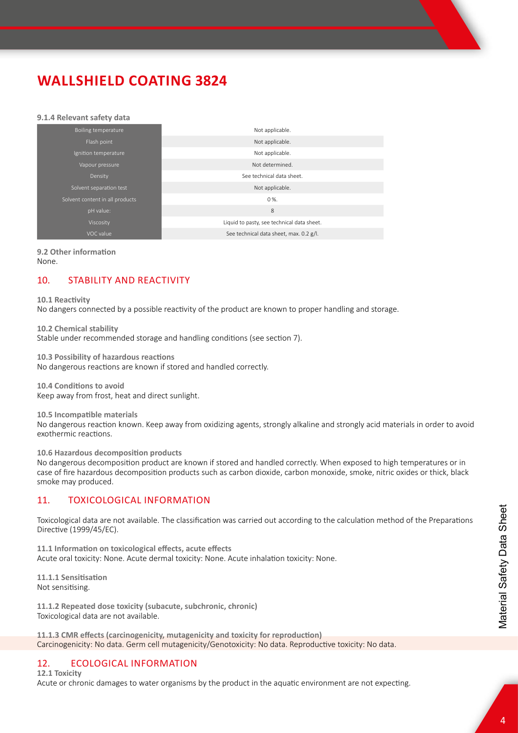# WALLSHIELD COATING 3824

**9.1.4 Relevant safety data**

| | |
|---|---|
| Boiling temperature | Not applicable. |
| Flash point | Not applicable. |
| Ignition temperature | Not applicable. |
| Vapour pressure | Not determined. |
| Density | See technical data sheet. |
| Solvent separation test | Not applicable. |
| Solvent content in all products | 0 %. |
| pH value: | 8 |
| Viscosity | Liquid to pasty, see technical data sheet. |
| VOC value | See technical data sheet, max. 0.2 g/l. |

**9.2 Other information**
None.

## 10. STABILITY AND REACTIVITY

**10.1 Reactivity**
No dangers connected by a possible reactivity of the product are known to proper handling and storage.

**10.2 Chemical stability**
Stable under recommended storage and handling conditions (see section 7).

**10.3 Possibility of hazardous reactions**
No dangerous reactions are known if stored and handled correctly.

**10.4 Conditions to avoid**
Keep away from frost, heat and direct sunlight.

**10.5 Incompatible materials**
No dangerous reaction known. Keep away from oxidizing agents, strongly alkaline and strongly acid materials in order to avoid exothermic reactions.

**10.6 Hazardous decomposition products**
No dangerous decomposition product are known if stored and handled correctly. When exposed to high temperatures or in case of fire hazardous decomposition products such as carbon dioxide, carbon monoxide, smoke, nitric oxides or thick, black smoke may produced.

## 11. TOXICOLOGICAL INFORMATION

Toxicological data are not available. The classification was carried out according to the calculation method of the Preparations Directive (1999/45/EC).

**11.1 Information on toxicological effects, acute effects**
Acute oral toxicity: None. Acute dermal toxicity: None. Acute inhalation toxicity: None.

**11.1.1 Sensitisation**
Not sensitising.

**11.1.2 Repeated dose toxicity (subacute, subchronic, chronic)**
Toxicological data are not available.

**11.1.3 CMR effects (carcinogenicity, mutagenicity and toxicity for reproduction)**
Carcinogenicity: No data. Germ cell mutagenicity/Genotoxicity: No data. Reproductive toxicity: No data.

## 12. ECOLOGICAL INFORMATION

**12.1 Toxicity**
Acute or chronic damages to water organisms by the product in the aquatic environment are not expecting.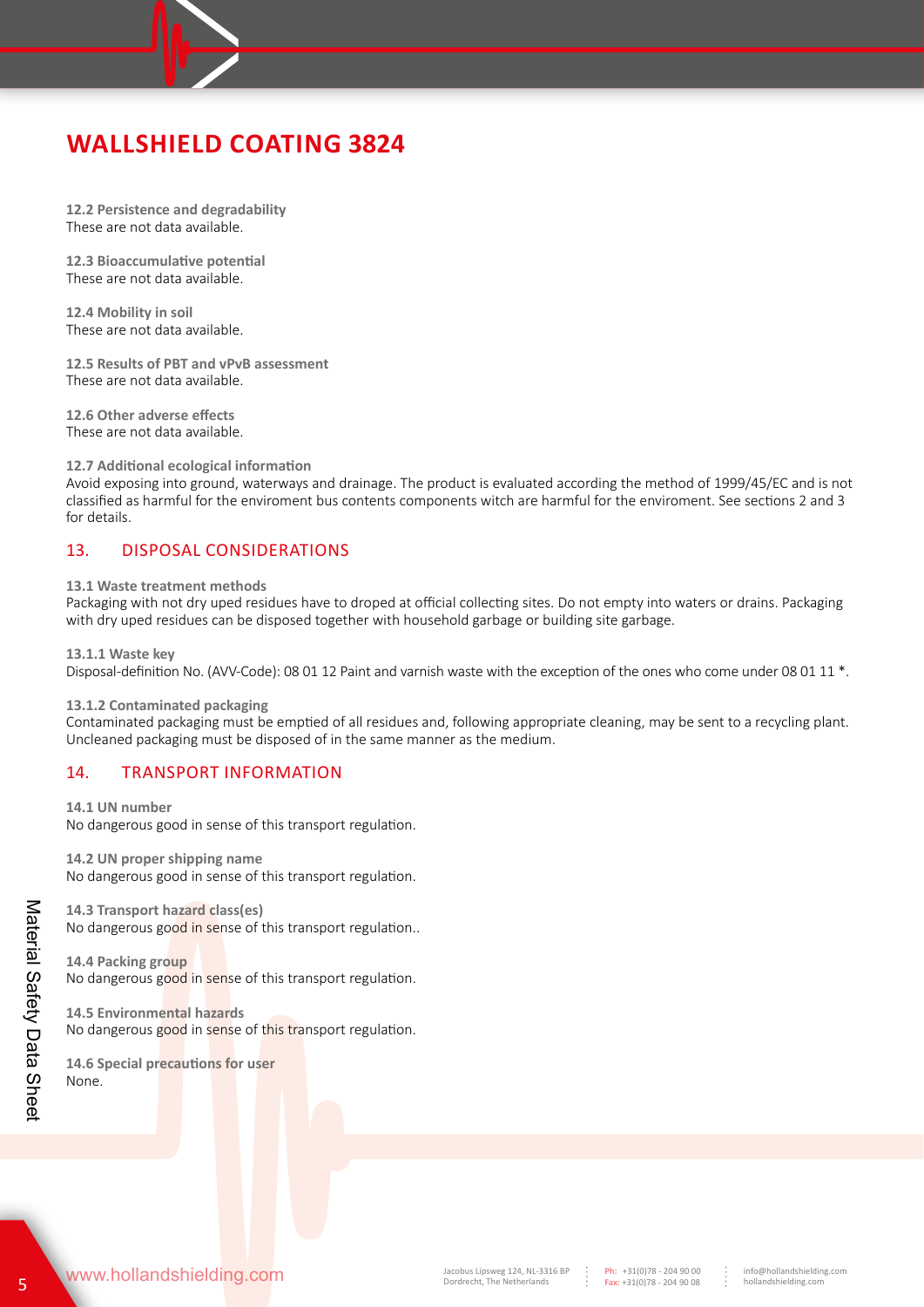# WALLSHIELD COATING 3824

**12.2 Persistence and degradability**
These are not data available.

**12.3 Bioaccumulative potential**
These are not data available.

**12.4 Mobility in soil**
These are not data available.

**12.5 Results of PBT and vPvB assessment**
These are not data available.

**12.6 Other adverse effects**
These are not data available.

**12.7 Additional ecological information**
Avoid exposing into ground, waterways and drainage. The product is evaluated according the method of 1999/45/EC and is not classified as harmful for the enviroment bus contents components witch are harmful for the enviroment. See sections 2 and 3 for details.

## 13. DISPOSAL CONSIDERATIONS

**13.1 Waste treatment methods**
Packaging with not dry uped residues have to droped at official collecting sites. Do not empty into waters or drains. Packaging with dry uped residues can be disposed together with household garbage or building site garbage.

**13.1.1 Waste key**
Disposal-definition No. (AVV-Code): 08 01 12 Paint and varnish waste with the exception of the ones who come under 08 01 11 *.

**13.1.2 Contaminated packaging**
Contaminated packaging must be emptied of all residues and, following appropriate cleaning, may be sent to a recycling plant. Uncleaned packaging must be disposed of in the same manner as the medium.

## 14. TRANSPORT INFORMATION

**14.1 UN number**
No dangerous good in sense of this transport regulation.

**14.2 UN proper shipping name**
No dangerous good in sense of this transport regulation.

**14.3 Transport hazard class(es)**
No dangerous good in sense of this transport regulation..

**14.4 Packing group**
No dangerous good in sense of this transport regulation.

**14.5 Environmental hazards**
No dangerous good in sense of this transport regulation.

**14.6 Special precautions for user**
None.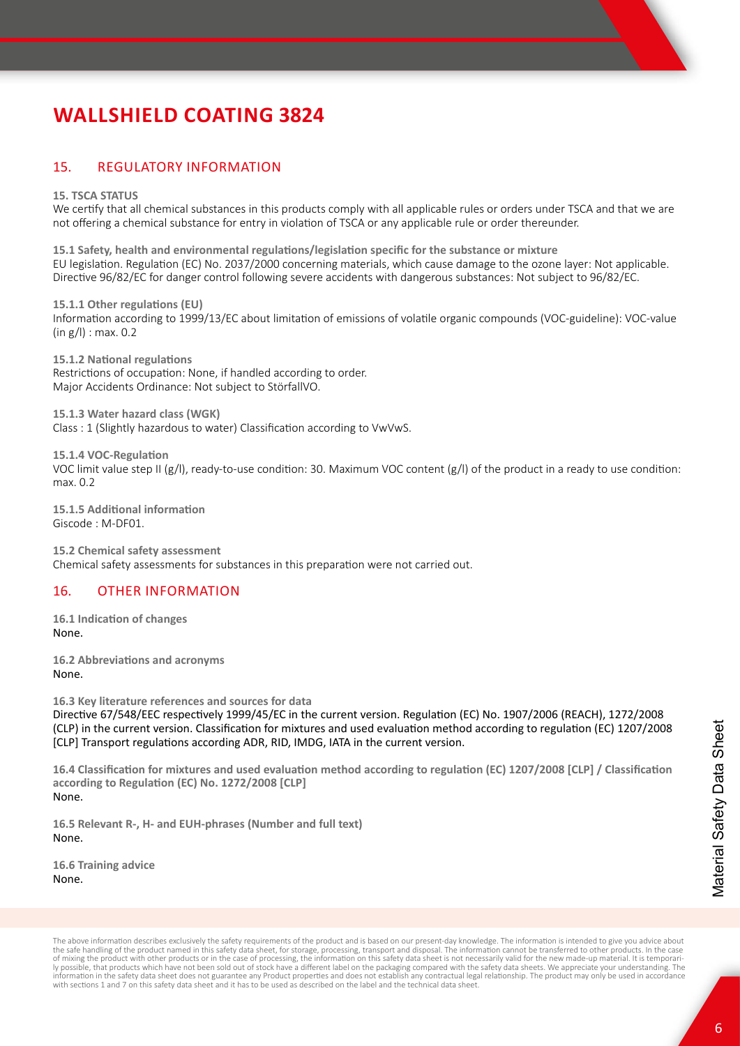# WALLSHIELD COATING 3824

## 15. REGULATORY INFORMATION

**15. TSCA STATUS**
We certify that all chemical substances in this products comply with all applicable rules or orders under TSCA and that we are not offering a chemical substance for entry in violation of TSCA or any applicable rule or order thereunder.

**15.1 Safety, health and environmental regulations/legislation specific for the substance or mixture**
EU legislation. Regulation (EC) No. 2037/2000 concerning materials, which cause damage to the ozone layer: Not applicable. Directive 96/82/EC for danger control following severe accidents with dangerous substances: Not subject to 96/82/EC.

**15.1.1 Other regulations (EU)**
Information according to 1999/13/EC about limitation of emissions of volatile organic compounds (VOC-guideline): VOC-value (in g/l) : max. 0.2

**15.1.2 National regulations**
Restrictions of occupation: None, if handled according to order.
Major Accidents Ordinance: Not subject to StörfallVO.

**15.1.3 Water hazard class (WGK)**
Class : 1 (Slightly hazardous to water) Classification according to VwVwS.

**15.1.4 VOC-Regulation**
VOC limit value step II (g/l), ready-to-use condition: 30. Maximum VOC content (g/l) of the product in a ready to use condition: max. 0.2

**15.1.5 Additional information**
Giscode : M-DF01.

**15.2 Chemical safety assessment**
Chemical safety assessments for substances in this preparation were not carried out.

## 16. OTHER INFORMATION

**16.1 Indication of changes**
None.

**16.2 Abbreviations and acronyms**
None.

**16.3 Key literature references and sources for data**
Directive 67/548/EEC respectively 1999/45/EC in the current version. Regulation (EC) No. 1907/2006 (REACH), 1272/2008 (CLP) in the current version. Classification for mixtures and used evaluation method according to regulation (EC) 1207/2008 [CLP] Transport regulations according ADR, RID, IMDG, IATA in the current version.

**16.4 Classification for mixtures and used evaluation method according to regulation (EC) 1207/2008 [CLP] / Classification according to Regulation (EC) No. 1272/2008 [CLP]**
None.

**16.5 Relevant R-, H- and EUH-phrases (Number and full text)**
None.

**16.6 Training advice**
None.

The above information describes exclusively the safety requirements of the product and is based on our present-day knowledge. The information is intended to give you advice about the safe handling of the product named in this safety data sheet, for storage, processing, transport and disposal. The information cannot be transferred to other products. In the case of mixing the product with other products or in the case of processing, the information on this safety data sheet is not necessarily valid for the new made-up material. It is temporarily possible, that products which have not been sold out of stock have a different label on the packaging compared with the safety data sheets. We appreciate your understanding. The information in the safety data sheet does not guarantee any Product properties and does not establish any contractual legal relationship. The product may only be used in accordance with sections 1 and 7 on this safety data sheet and it has to be used as described on the label and the technical data sheet.